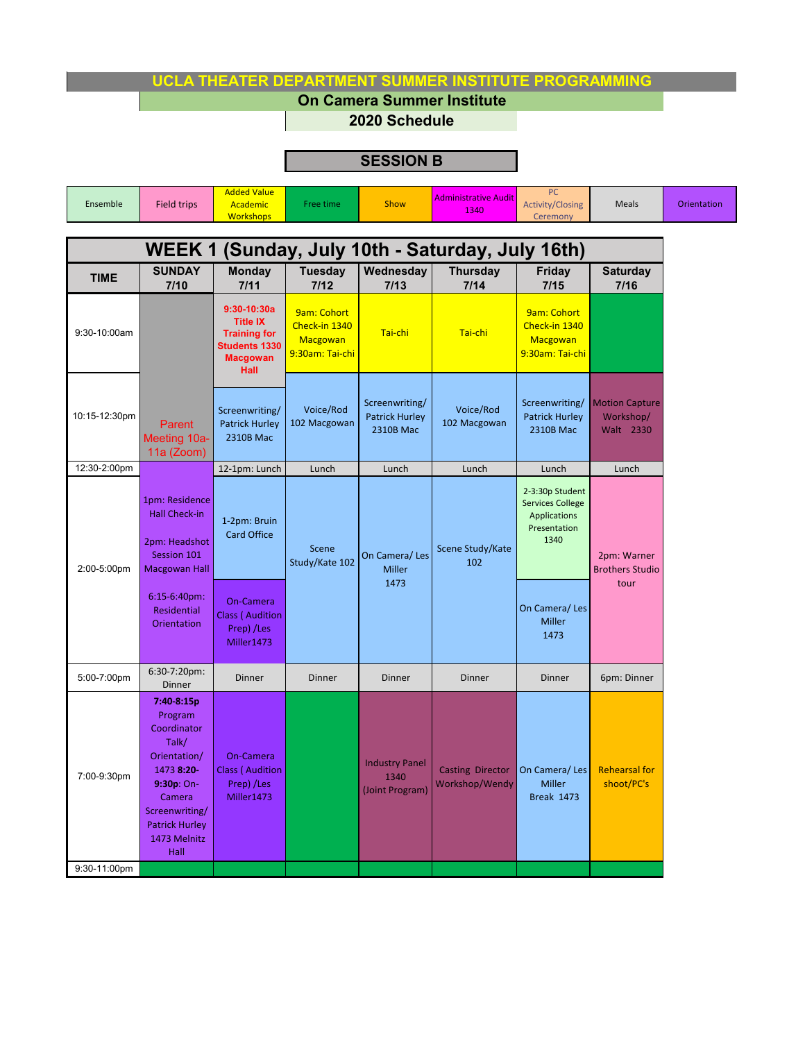# UCLA THEATER DEPARTMENT SUMMER INSTITUTE PROGRAMMING

## On Camera Summer Institute

## 2020 Schedule

## SESSION B

| Ensemble | Field trips | Added Value Academic Workshops | Free time | Show | Administrative Audit 1340 | PC Activity/Closing Ceremony | Meals | Orientation |
|---|---|---|---|---|---|---|---|---|

## WEEK 1 (Sunday, July 10th - Saturday, July 16th)

| TIME | SUNDAY 7/10 | Monday 7/11 | Tuesday 7/12 | Wednesday 7/13 | Thursday 7/14 | Friday 7/15 | Saturday 7/16 |
|---|---|---|---|---|---|---|---|
| 9:30-10:00am | | **9:30-10:30a Title IX Training for Students 1330 Macgowan Hall** | 9am: Cohort Check-in 1340 Macgowan 9:30am: Tai-chi | Tai-chi | Tai-chi | 9am: Cohort Check-in 1340 Macgowan 9:30am: Tai-chi | |
| 10:15-12:30pm | Parent Meeting 10a-11a (Zoom) | Screenwriting/ Patrick Hurley 2310B Mac | Voice/Rod 102 Macgowan | Screenwriting/ Patrick Hurley 2310B Mac | Voice/Rod 102 Macgowan | Screenwriting/ Patrick Hurley 2310B Mac | Motion Capture Workshop/ Walt 2330 |
| 12:30-2:00pm | | 12-1pm: Lunch | Lunch | Lunch | Lunch | Lunch | Lunch |
| 2:00-5:00pm | 1pm: Residence Hall Check-in<br>2pm: Headshot Session 101 Macgowan Hall<br>6:15-6:40pm: Residential Orientation | 1-2pm: Bruin Card Office<br>On-Camera Class ( Audition Prep) /Les Miller1473 | Scene Study/Kate 102 | On Camera/ Les Miller 1473 | Scene Study/Kate 102 | 2-3:30p Student Services College Applications Presentation 1340<br>On Camera/ Les Miller 1473 | 2pm: Warner Brothers Studio tour |
| 5:00-7:00pm | 6:30-7:20pm: Dinner | Dinner | Dinner | Dinner | Dinner | Dinner | 6pm: Dinner |
| 7:00-9:30pm | **7:40-8:15p** Program Coordinator Talk/ Orientation/ 1473 **8:20-9:30p**: On-Camera Screenwriting/ Patrick Hurley 1473 Melnitz Hall | On-Camera Class ( Audition Prep) /Les Miller1473 | | Industry Panel 1340 (Joint Program) | Casting Director Workshop/Wendy | On Camera/ Les Miller Break 1473 | Rehearsal for shoot/PC's |
| 9:30-11:00pm | | | | | | | |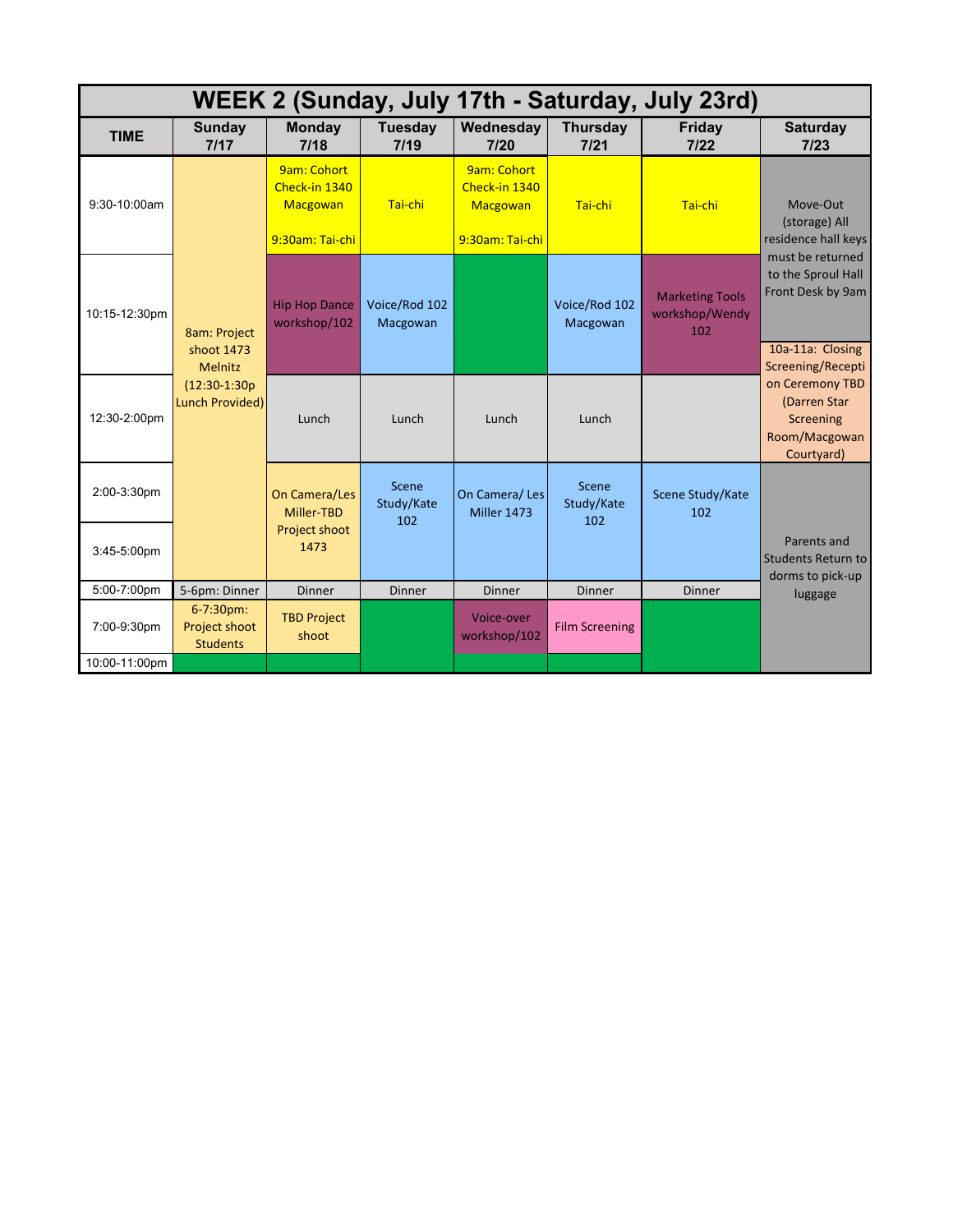# WEEK 2 (Sunday, July 17th - Saturday, July 23rd)

| TIME | Sunday 7/17 | Monday 7/18 | Tuesday 7/19 | Wednesday 7/20 | Thursday 7/21 | Friday 7/22 | Saturday 7/23 |
|---|---|---|---|---|---|---|---|
| 9:30-10:00am | 8am: Project shoot 1473 Melnitz (12:30-1:30p Lunch Provided) | 9am: Cohort Check-in 1340 Macgowan 9:30am: Tai-chi | Tai-chi | 9am: Cohort Check-in 1340 Macgowan 9:30am: Tai-chi | Tai-chi | Tai-chi | Move-Out (storage) All residence hall keys must be returned to the Sproul Hall Front Desk by 9am |
| 10:15-12:30pm | | Hip Hop Dance workshop/102 | Voice/Rod 102 Macgowan | | Voice/Rod 102 Macgowan | Marketing Tools workshop/Wendy 102 | 10a-11a: Closing Screening/Reception Ceremony TBD (Darren Star Screening Room/Macgowan Courtyard) |
| 12:30-2:00pm | | Lunch | Lunch | Lunch | Lunch | | |
| 2:00-3:30pm | | On Camera/Les Miller-TBD Project shoot 1473 | Scene Study/Kate 102 | On Camera/ Les Miller 1473 | Scene Study/Kate 102 | Scene Study/Kate 102 | Parents and Students Return to dorms to pick-up luggage |
| 3:45-5:00pm | | | | | | | |
| 5:00-7:00pm | 5-6pm: Dinner | Dinner | Dinner | Dinner | Dinner | Dinner | |
| 7:00-9:30pm | 6-7:30pm: Project shoot Students | TBD Project shoot | | Voice-over workshop/102 | Film Screening | | |
| 10:00-11:00pm | | | | | | | |